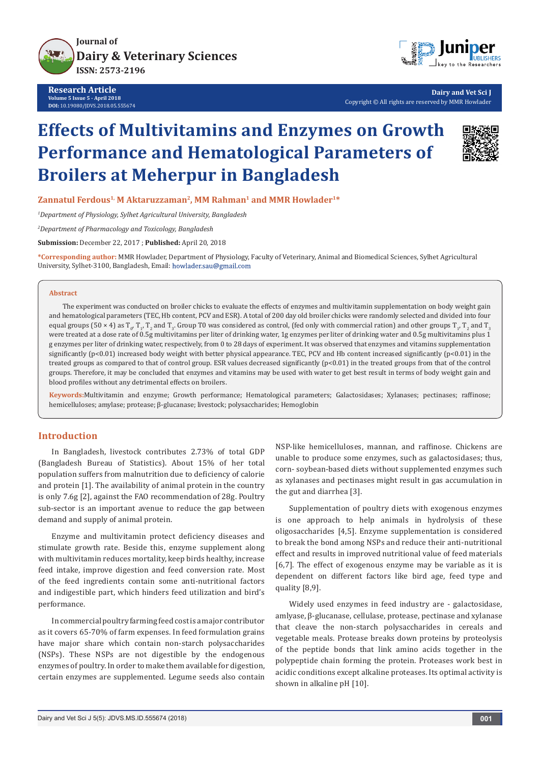Research Article
Volume 5 Issue 5 - April 2018
DOI: 10.19080/JDVS.2018.05.555674

Dairy and Vet Sci J
Copyright © All rights are reserved by MMR Howlader

# Effects of Multivitamins and Enzymes on Growth Performance and Hematological Parameters of Broilers at Meherpur in Bangladesh

**Zannatul Ferdous[1], M Aktaruzzaman[2], MM Rahman[1] and MMR Howlader[1]***

[1]*Department of Physiology, Sylhet Agricultural University, Bangladesh*

[2]*Department of Pharmacology and Toxicology, Bangladesh*

**Submission:** December 22, 2017 ; **Published:** April 20, 2018

***Corresponding author:** MMR Howlader, Department of Physiology, Faculty of Veterinary, Animal and Biomedical Sciences, Sylhet Agricultural University, Sylhet-3100, Bangladesh, Email: howlader.sau@gmail.com

## Abstract

The experiment was conducted on broiler chicks to evaluate the effects of enzymes and multivitamin supplementation on body weight gain and hematological parameters (TEC, Hb content, PCV and ESR). A total of 200 day old broiler chicks were randomly selected and divided into four equal groups (50 × 4) as $T_0$, $T_1$, $T_2$ and $T_3$. Group T0 was considered as control, (fed only with commercial ration) and other groups $T_1$, $T_2$ and $T_3$ were treated at a dose rate of 0.5g multivitamins per liter of drinking water, 1g enzymes per liter of drinking water and 0.5g multivitamins plus 1 g enzymes per liter of drinking water, respectively, from 0 to 28 days of experiment. It was observed that enzymes and vitamins supplementation significantly ($p<0.01$) increased body weight with better physical appearance. TEC, PCV and Hb content increased significantly ($p<0.01$) in the treated groups as compared to that of control group. ESR values decreased significantly ($p<0.01$) in the treated groups from that of the control groups. Therefore, it may be concluded that enzymes and vitamins may be used with water to get best result in terms of body weight gain and blood profiles without any detrimental effects on broilers.

**Keywords:** Multivitamin and enzyme; Growth performance; Hematological parameters; Galactosidases; Xylanases; pectinases; raffinose; hemicelluloses; amylase; protease; β-glucanase; livestock; polysaccharides; Hemoglobin

## Introduction

In Bangladesh, livestock contributes 2.73% of total GDP (Bangladesh Bureau of Statistics). About 15% of her total population suffers from malnutrition due to deficiency of calorie and protein [1]. The availability of animal protein in the country is only 7.6g [2], against the FAO recommendation of 28g. Poultry sub-sector is an important avenue to reduce the gap between demand and supply of animal protein.

Enzyme and multivitamin protect deficiency diseases and stimulate growth rate. Beside this, enzyme supplement along with multivitamin reduces mortality, keep birds healthy, increase feed intake, improve digestion and feed conversion rate. Most of the feed ingredients contain some anti-nutritional factors and indigestible part, which hinders feed utilization and bird's performance.

In commercial poultry farming feed cost is a major contributor as it covers 65-70% of farm expenses. In feed formulation grains have major share which contain non-starch polysaccharides (NSPs). These NSPs are not digestible by the endogenous enzymes of poultry. In order to make them available for digestion, certain enzymes are supplemented. Legume seeds also contain NSP-like hemicelluloses, mannan, and raffinose. Chickens are unable to produce some enzymes, such as galactosidases; thus, corn- soybean-based diets without supplemented enzymes such as xylanases and pectinases might result in gas accumulation in the gut and diarrhea [3].

Supplementation of poultry diets with exogenous enzymes is one approach to help animals in hydrolysis of these oligosaccharides [4,5]. Enzyme supplementation is considered to break the bond among NSPs and reduce their anti-nutritional effect and results in improved nutritional value of feed materials [6,7]. The effect of exogenous enzyme may be variable as it is dependent on different factors like bird age, feed type and quality [8,9].

Widely used enzymes in feed industry are - galactosidase, amylase, β-glucanase, cellulase, protease, pectinase and xylanase that cleave the non-starch polysaccharides in cereals and vegetable meals. Protease breaks down proteins by proteolysis of the peptide bonds that link amino acids together in the polypeptide chain forming the protein. Proteases work best in acidic conditions except alkaline proteases. Its optimal activity is shown in alkaline pH [10].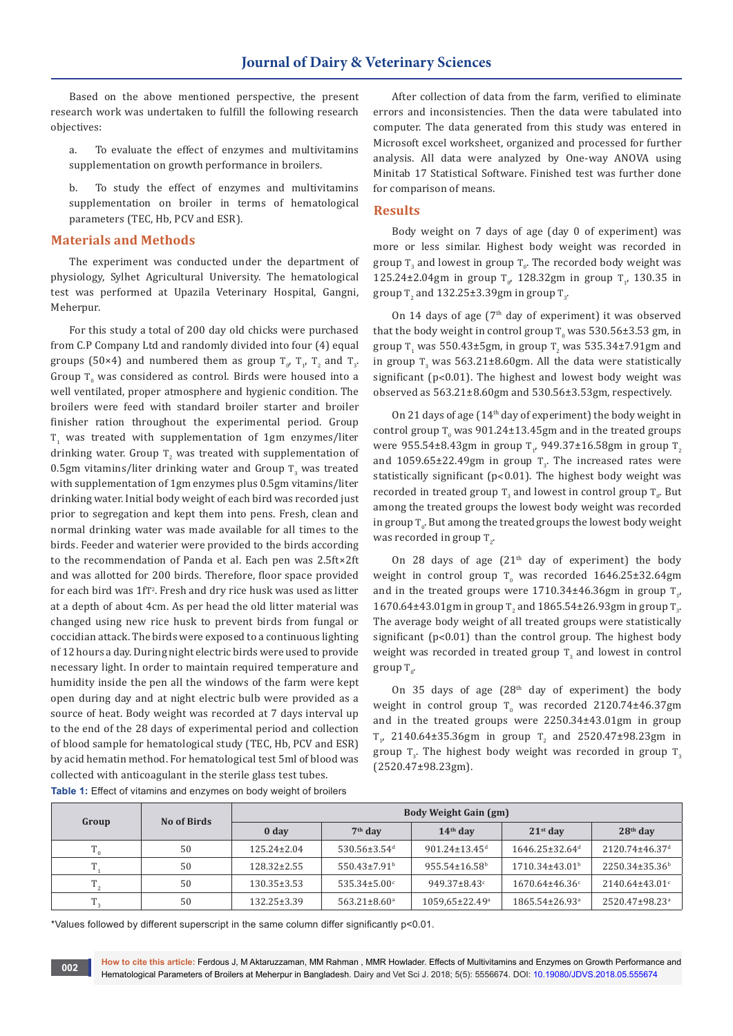Based on the above mentioned perspective, the present research work was undertaken to fulfill the following research objectives:

a. To evaluate the effect of enzymes and multivitamins supplementation on growth performance in broilers.

b. To study the effect of enzymes and multivitamins supplementation on broiler in terms of hematological parameters (TEC, Hb, PCV and ESR).

## Materials and Methods

The experiment was conducted under the department of physiology, Sylhet Agricultural University. The hematological test was performed at Upazila Veterinary Hospital, Gangni, Meherpur.

For this study a total of 200 day old chicks were purchased from C.P Company Ltd and randomly divided into four (4) equal groups (50×4) and numbered them as group $T_0$, $T_1$, $T_2$ and $T_3$. Group $T_0$ was considered as control. Birds were housed into a well ventilated, proper atmosphere and hygienic condition. The broilers were feed with standard broiler starter and broiler finisher ration throughout the experimental period. Group $T_1$ was treated with supplementation of 1gm enzymes/liter drinking water. Group $T_2$ was treated with supplementation of 0.5gm vitamins/liter drinking water and Group $T_3$ was treated with supplementation of 1gm enzymes plus 0.5gm vitamins/liter drinking water. Initial body weight of each bird was recorded just prior to segregation and kept them into pens. Fresh, clean and normal drinking water was made available for all times to the birds. Feeder and waterier were provided to the birds according to the recommendation of Panda et al. Each pen was 2.5ft×2ft and was allotted for 200 birds. Therefore, floor space provided for each bird was 1ft$^2$. Fresh and dry rice husk was used as litter at a depth of about 4cm. As per head the old litter material was changed using new rice husk to prevent birds from fungal or coccidian attack. The birds were exposed to a continuous lighting of 12 hours a day. During night electric birds were used to provide necessary light. In order to maintain required temperature and humidity inside the pen all the windows of the farm were kept open during day and at night electric bulb were provided as a source of heat. Body weight was recorded at 7 days interval up to the end of the 28 days of experimental period and collection of blood sample for hematological study (TEC, Hb, PCV and ESR) by acid hematin method. For hematological test 5ml of blood was collected with anticoagulant in the sterile glass test tubes.

After collection of data from the farm, verified to eliminate errors and inconsistencies. Then the data were tabulated into computer. The data generated from this study was entered in Microsoft excel worksheet, organized and processed for further analysis. All data were analyzed by One-way ANOVA using Minitab 17 Statistical Software. Finished test was further done for comparison of means.

## Results

Body weight on 7 days of age (day 0 of experiment) was more or less similar. Highest body weight was recorded in group $T_3$ and lowest in group $T_0$. The recorded body weight was 125.24±2.04gm in group $T_0$, 128.32gm in group $T_1$, 130.35 in group $T_2$ and 132.25±3.39gm in group $T_3$.

On 14 days of age (7th day of experiment) it was observed that the body weight in control group $T_0$ was 530.56±3.53 gm, in group $T_1$ was 550.43±5gm, in group $T_2$ was 535.34±7.91gm and in group $T_3$ was 563.21±8.60gm. All the data were statistically significant ($p<0.01$). The highest and lowest body weight was observed as 563.21±8.60gm and 530.56±3.53gm, respectively.

On 21 days of age (14th day of experiment) the body weight in control group $T_0$ was 901.24±13.45gm and in the treated groups were 955.54±8.43gm in group $T_1$, 949.37±16.58gm in group $T_2$ and 1059.65±22.49gm in group $T_3$. The increased rates were statistically significant ($p<0.01$). The highest body weight was recorded in treated group $T_3$ and lowest in control group $T_0$. But among the treated groups the lowest body weight was recorded in group $T_0$. But among the treated groups the lowest body weight was recorded in group $T_2$.

On 28 days of age (21st day of experiment) the body weight in control group $T_0$ was recorded 1646.25±32.64gm and in the treated groups were 1710.34±46.36gm in group $T_1$, 1670.64±43.01gm in group $T_2$ and 1865.54±26.93gm in group $T_3$. The average body weight of all treated groups were statistically significant ($p<0.01$) than the control group. The highest body weight was recorded in treated group $T_3$ and lowest in control group $T_0$.

On 35 days of age (28th day of experiment) the body weight in control group $T_0$ was recorded 2120.74±46.37gm and in the treated groups were 2250.34±43.01gm in group $T_1$, 2140.64±35.36gm in group $T_2$ and 2520.47±98.23gm in group $T_3$. The highest body weight was recorded in group $T_3$ (2520.47±98.23gm).

**Table 1:** Effect of vitamins and enzymes on body weight of broilers

| Group | No of Birds | Body Weight Gain (gm) | | | | |
|---|---|---|---|---|---|---|
| | | 0 day | 7th day | 14th day | 21st day | 28th day |
| $T_0$ | 50 | 125.24±2.04 | 530.56±3.54[d] | 901.24±13.45[d] | 1646.25±32.64[d] | 2120.74±46.37[d] |
| $T_1$ | 50 | 128.32±2.55 | 550.43±7.91[b] | 955.54±16.58[b] | 1710.34±43.01[b] | 2250.34±35.36[b] |
| $T_2$ | 50 | 130.35±3.53 | 535.34±5.00[c] | 949.37±8.43[c] | 1670.64±46.36[c] | 2140.64±43.01[c] |
| $T_3$ | 50 | 132.25±3.39 | 563.21±8.60[a] | 1059,65±22.49[a] | 1865.54±26.93[a] | 2520.47±98.23[a] |

*Values followed by different superscript in the same column differ significantly p<0.01.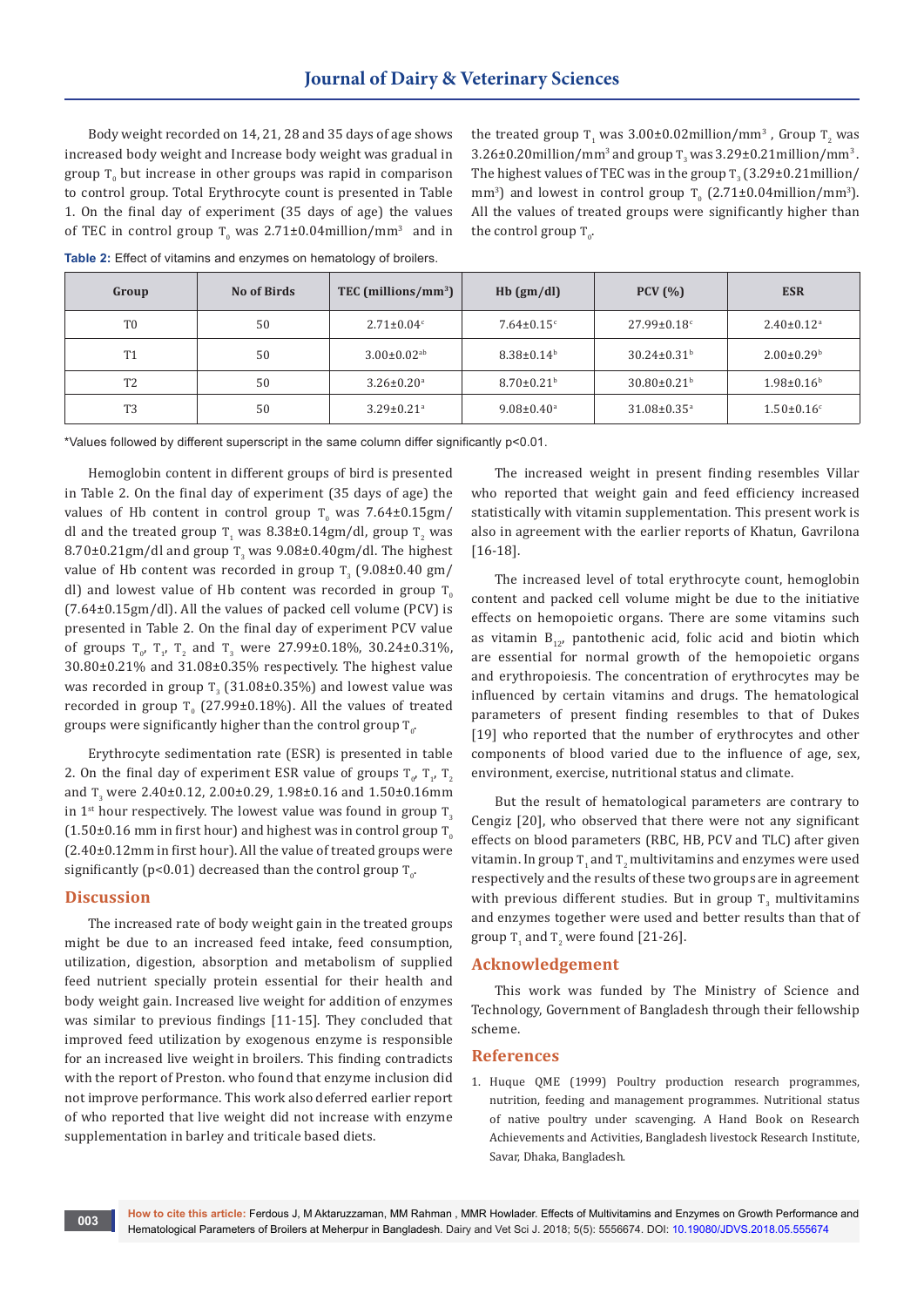Body weight recorded on 14, 21, 28 and 35 days of age shows increased body weight and Increase body weight was gradual in group $T_0$ but increase in other groups was rapid in comparison to control group. Total Erythrocyte count is presented in Table 1. On the final day of experiment (35 days of age) the values of TEC in control group $T_0$ was 2.71±0.04million/mm$^3$ and in the treated group $T_1$ was 3.00±0.02million/mm$^3$, Group $T_2$ was 3.26±0.20million/mm$^3$ and group $T_3$ was 3.29±0.21million/mm$^3$. The highest values of TEC was in the group $T_3$ (3.29±0.21million/mm$^3$) and lowest in control group $T_0$ (2.71±0.04million/mm$^3$). All the values of treated groups were significantly higher than the control group $T_0$.

**Table 2:** Effect of vitamins and enzymes on hematology of broilers.

| Group | No of Birds | TEC (millions/mm$^3$) | Hb (gm/dl) | PCV (%) | ESR |
|---|---|---|---|---|---|
| T0 | 50 | 2.71±0.04$^c$ | 7.64±0.15$^c$ | 27.99±0.18$^c$ | 2.40±0.12$^a$ |
| T1 | 50 | 3.00±0.02$^{ab}$ | 8.38±0.14$^b$ | 30.24±0.31$^b$ | 2.00±0.29$^b$ |
| T2 | 50 | 3.26±0.20$^a$ | 8.70±0.21$^b$ | 30.80±0.21$^b$ | 1.98±0.16$^b$ |
| T3 | 50 | 3.29±0.21$^a$ | 9.08±0.40$^a$ | 31.08±0.35$^a$ | 1.50±0.16$^c$ |

*Values followed by different superscript in the same column differ significantly $p<0.01$.

Hemoglobin content in different groups of bird is presented in Table 2. On the final day of experiment (35 days of age) the values of Hb content in control group $T_0$ was 7.64±0.15gm/dl and the treated group $T_1$ was 8.38±0.14gm/dl, group $T_2$ was 8.70±0.21gm/dl and group $T_3$ was 9.08±0.40gm/dl. The highest value of Hb content was recorded in group $T_3$ (9.08±0.40 gm/dl) and lowest value of Hb content was recorded in group $T_0$ (7.64±0.15gm/dl). All the values of packed cell volume (PCV) is presented in Table 2. On the final day of experiment PCV value of groups $T_0$, $T_1$, $T_2$ and $T_3$ were 27.99±0.18%, 30.24±0.31%, 30.80±0.21% and 31.08±0.35% respectively. The highest value was recorded in group $T_3$ (31.08±0.35%) and lowest value was recorded in group $T_0$ (27.99±0.18%). All the values of treated groups were significantly higher than the control group $T_0$.

Erythrocyte sedimentation rate (ESR) is presented in table 2. On the final day of experiment ESR value of groups $T_0$, $T_1$, $T_2$ and $T_3$ were 2.40±0.12, 2.00±0.29, 1.98±0.16 and 1.50±0.16mm in 1$^{st}$ hour respectively. The lowest value was found in group $T_3$ (1.50±0.16 mm in first hour) and highest was in control group $T_0$ (2.40±0.12mm in first hour). All the value of treated groups were significantly ($p<0.01$) decreased than the control group $T_0$.

## Discussion

The increased rate of body weight gain in the treated groups might be due to an increased feed intake, feed consumption, utilization, digestion, absorption and metabolism of supplied feed nutrient specially protein essential for their health and body weight gain. Increased live weight for addition of enzymes was similar to previous findings [11-15]. They concluded that improved feed utilization by exogenous enzyme is responsible for an increased live weight in broilers. This finding contradicts with the report of Preston. who found that enzyme inclusion did not improve performance. This work also deferred earlier report of who reported that live weight did not increase with enzyme supplementation in barley and triticale based diets.

The increased weight in present finding resembles Villar who reported that weight gain and feed efficiency increased statistically with vitamin supplementation. This present work is also in agreement with the earlier reports of Khatun, Gavrilona [16-18].

The increased level of total erythrocyte count, hemoglobin content and packed cell volume might be due to the initiative effects on hemopoietic organs. There are some vitamins such as vitamin $B_{12}$, pantothenic acid, folic acid and biotin which are essential for normal growth of the hemopoietic organs and erythropoiesis. The concentration of erythrocytes may be influenced by certain vitamins and drugs. The hematological parameters of present finding resembles to that of Dukes [19] who reported that the number of erythrocytes and other components of blood varied due to the influence of age, sex, environment, exercise, nutritional status and climate.

But the result of hematological parameters are contrary to Cengiz [20], who observed that there were not any significant effects on blood parameters (RBC, HB, PCV and TLC) after given vitamin. In group $T_1$ and $T_2$ multivitamins and enzymes were used respectively and the results of these two groups are in agreement with previous different studies. But in group $T_3$ multivitamins and enzymes together were used and better results than that of group $T_1$ and $T_2$ were found [21-26].

## Acknowledgement

This work was funded by The Ministry of Science and Technology, Government of Bangladesh through their fellowship scheme.

## References

1. Huque QME (1999) Poultry production research programmes, nutrition, feeding and management programmes. Nutritional status of native poultry under scavenging. A Hand Book on Research Achievements and Activities, Bangladesh livestock Research Institute, Savar, Dhaka, Bangladesh.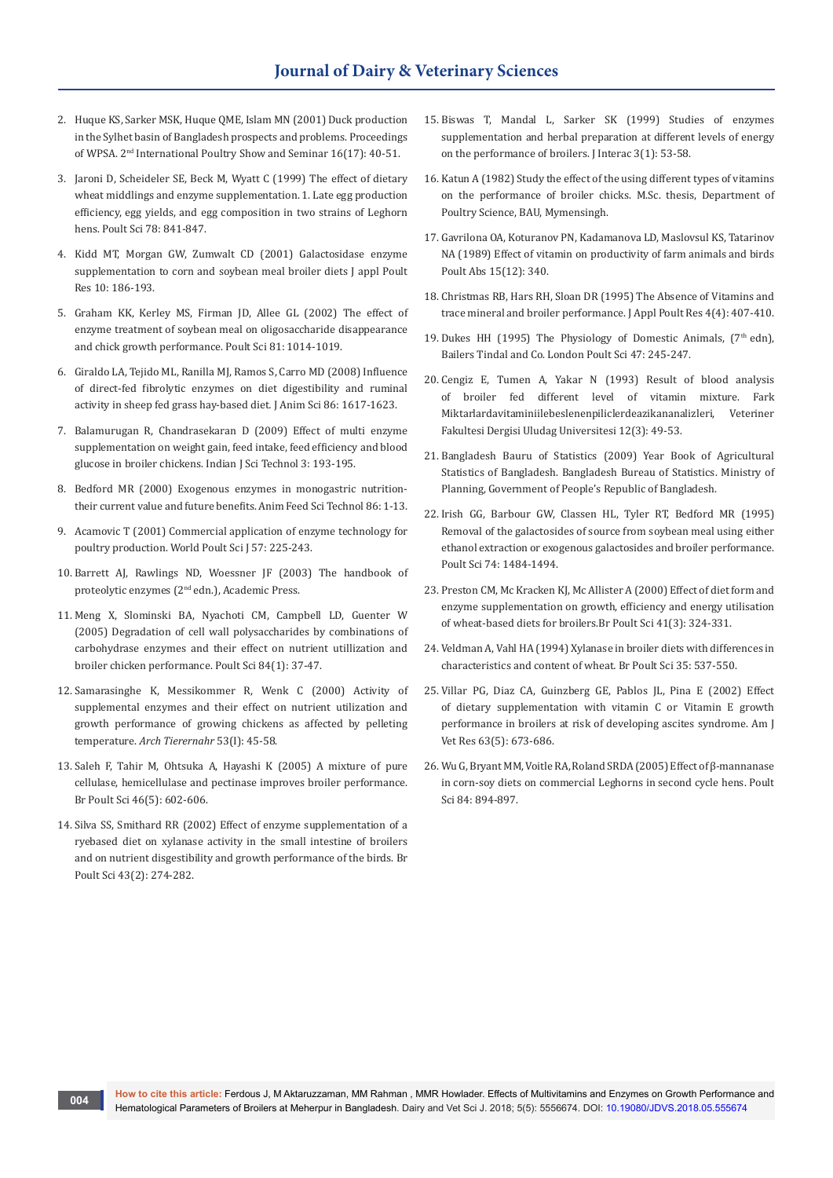2. Huque KS, Sarker MSK, Huque QME, Islam MN (2001) Duck production in the Sylhet basin of Bangladesh prospects and problems. Proceedings of WPSA. 2nd International Poultry Show and Seminar 16(17): 40-51.
3. Jaroni D, Scheideler SE, Beck M, Wyatt C (1999) The effect of dietary wheat middlings and enzyme supplementation. 1. Late egg production efficiency, egg yields, and egg composition in two strains of Leghorn hens. Poult Sci 78: 841-847.
4. Kidd MT, Morgan GW, Zumwalt CD (2001) Galactosidase enzyme supplementation to corn and soybean meal broiler diets J appl Poult Res 10: 186-193.
5. Graham KK, Kerley MS, Firman JD, Allee GL (2002) The effect of enzyme treatment of soybean meal on oligosaccharide disappearance and chick growth performance. Poult Sci 81: 1014-1019.
6. Giraldo LA, Tejido ML, Ranilla MJ, Ramos S, Carro MD (2008) Influence of direct-fed fibrolytic enzymes on diet digestibility and ruminal activity in sheep fed grass hay-based diet. J Anim Sci 86: 1617-1623.
7. Balamurugan R, Chandrasekaran D (2009) Effect of multi enzyme supplementation on weight gain, feed intake, feed efficiency and blood glucose in broiler chickens. Indian J Sci Technol 3: 193-195.
8. Bedford MR (2000) Exogenous enzymes in monogastric nutrition-their current value and future benefits. Anim Feed Sci Technol 86: 1-13.
9. Acamovic T (2001) Commercial application of enzyme technology for poultry production. World Poult Sci J 57: 225-243.
10. Barrett AJ, Rawlings ND, Woessner JF (2003) The handbook of proteolytic enzymes (2nd edn.), Academic Press.
11. Meng X, Slominski BA, Nyachoti CM, Campbell LD, Guenter W (2005) Degradation of cell wall polysaccharides by combinations of carbohydrase enzymes and their effect on nutrient utillization and broiler chicken performance. Poult Sci 84(1): 37-47.
12. Samarasinghe K, Messikommer R, Wenk C (2000) Activity of supplemental enzymes and their effect on nutrient utilization and growth performance of growing chickens as affected by pelleting temperature. *Arch Tierernahr* 53(I): 45-58.
13. Saleh F, Tahir M, Ohtsuka A, Hayashi K (2005) A mixture of pure cellulase, hemicellulase and pectinase improves broiler performance. Br Poult Sci 46(5): 602-606.
14. Silva SS, Smithard RR (2002) Effect of enzyme supplementation of a ryebased diet on xylanase activity in the small intestine of broilers and on nutrient disgestibility and growth performance of the birds. Br Poult Sci 43(2): 274-282.
15. Biswas T, Mandal L, Sarker SK (1999) Studies of enzymes supplementation and herbal preparation at different levels of energy on the performance of broilers. J Interac 3(1): 53-58.
16. Katun A (1982) Study the effect of the using different types of vitamins on the performance of broiler chicks. M.Sc. thesis, Department of Poultry Science, BAU, Mymensingh.
17. Gavrilona OA, Koturanov PN, Kadamanova LD, Maslovsul KS, Tatarinov NA (1989) Effect of vitamin on productivity of farm animals and birds Poult Abs 15(12): 340.
18. Christmas RB, Hars RH, Sloan DR (1995) The Absence of Vitamins and trace mineral and broiler performance. J Appl Poult Res 4(4): 407-410.
19. Dukes HH (1995) The Physiology of Domestic Animals, (7th edn), Bailers Tindal and Co. London Poult Sci 47: 245-247.
20. Cengiz E, Tumen A, Yakar N (1993) Result of blood analysis of broiler fed different level of vitamin mixture. Fark Miktarlardavitaminiilebeslenenpiliclerdeazikananalizleri, Veteriner Fakultesi Dergisi Uludag Universitesi 12(3): 49-53.
21. Bangladesh Bauru of Statistics (2009) Year Book of Agricultural Statistics of Bangladesh. Bangladesh Bureau of Statistics. Ministry of Planning, Government of People's Republic of Bangladesh.
22. Irish GG, Barbour GW, Classen HL, Tyler RT, Bedford MR (1995) Removal of the galactosides of source from soybean meal using either ethanol extraction or exogenous galactosides and broiler performance. Poult Sci 74: 1484-1494.
23. Preston CM, Mc Kracken KJ, Mc Allister A (2000) Effect of diet form and enzyme supplementation on growth, efficiency and energy utilisation of wheat-based diets for broilers.Br Poult Sci 41(3): 324-331.
24. Veldman A, Vahl HA (1994) Xylanase in broiler diets with differences in characteristics and content of wheat. Br Poult Sci 35: 537-550.
25. Villar PG, Diaz CA, Guinzberg GE, Pablos JL, Pina E (2002) Effect of dietary supplementation with vitamin C or Vitamin E growth performance in broilers at risk of developing ascites syndrome. Am J Vet Res 63(5): 673-686.
26. Wu G, Bryant MM, Voitle RA, Roland SRDA (2005) Effect of β-mannanase in corn-soy diets on commercial Leghorns in second cycle hens. Poult Sci 84: 894-897.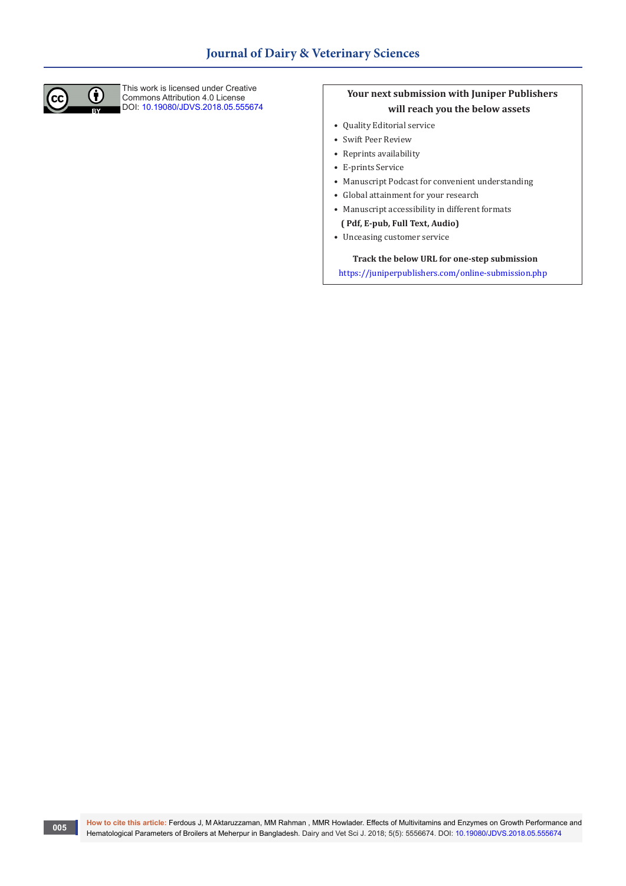This work is licensed under Creative Commons Attribution 4.0 License
DOI: 10.19080/JDVS.2018.05.555674

**Your next submission with Juniper Publishers will reach you the below assets**

- Quality Editorial service
- Swift Peer Review
- Reprints availability
- E-prints Service
- Manuscript Podcast for convenient understanding
- Global attainment for your research
- Manuscript accessibility in different formats

**( Pdf, E-pub, Full Text, Audio)**

- Unceasing customer service

**Track the below URL for one-step submission**

https://juniperpublishers.com/online-submission.php

**How to cite this article:** Ferdous J, M Aktaruzzaman, MM Rahman , MMR Howlader. Effects of Multivitamins and Enzymes on Growth Performance and Hematological Parameters of Broilers at Meherpur in Bangladesh. Dairy and Vet Sci J. 2018; 5(5): 5556674. DOI: 10.19080/JDVS.2018.05.555674